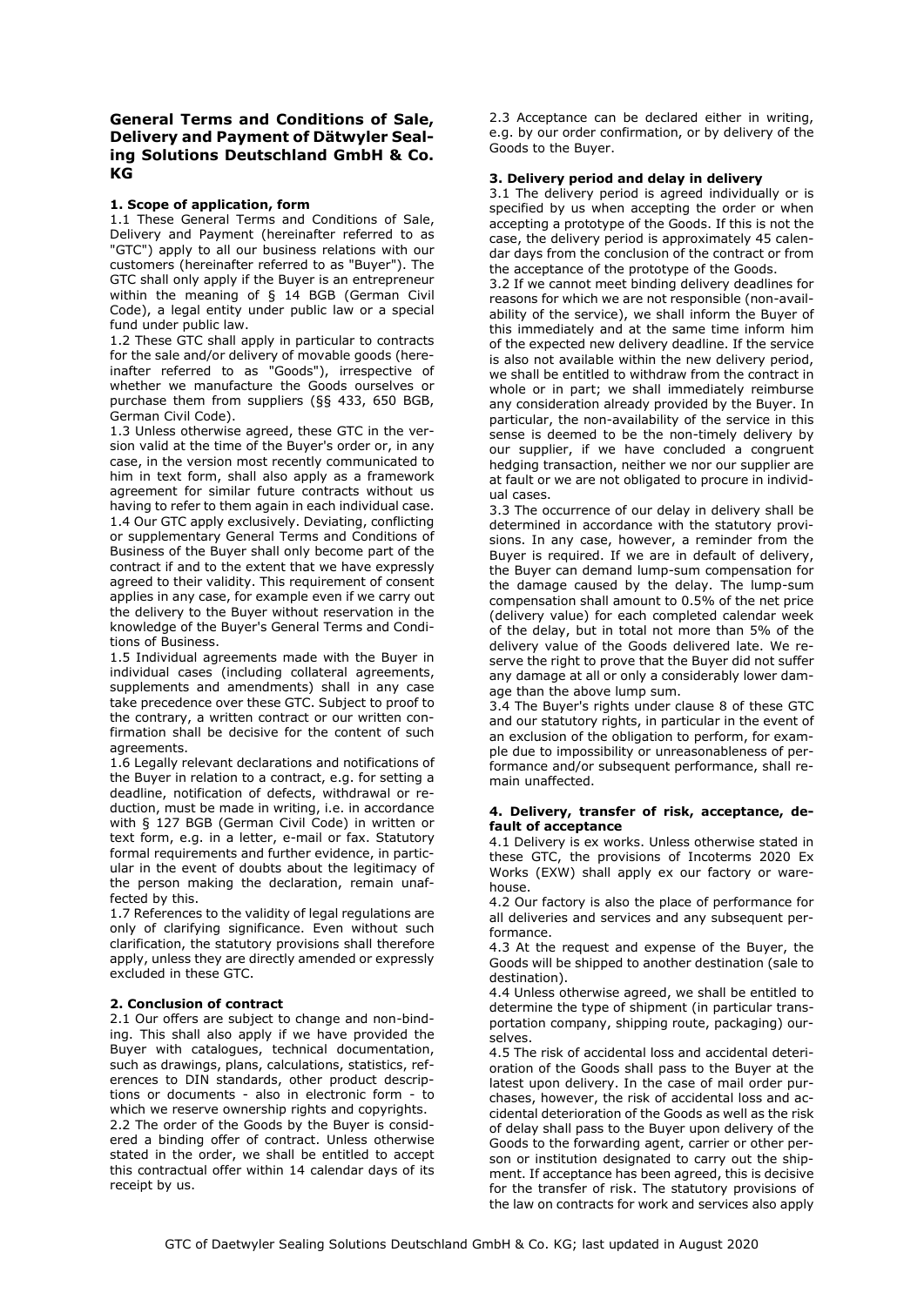# General Terms and Conditions of Sale, Delivery and Payment of Dätwyler Sealing Solutions Deutschland GmbH & Co. KG

## 1. Scope of application, form

1.1 These General Terms and Conditions of Sale, Delivery and Payment (hereinafter referred to as "GTC") apply to all our business relations with our customers (hereinafter referred to as "Buyer"). The GTC shall only apply if the Buyer is an entrepreneur within the meaning of § 14 BGB (German Civil Code), a legal entity under public law or a special fund under public law.

1.2 These GTC shall apply in particular to contracts for the sale and/or delivery of movable goods (hereinafter referred to as "Goods"), irrespective of whether we manufacture the Goods ourselves or purchase them from suppliers (§§ 433, 650 BGB, German Civil Code).

1.3 Unless otherwise agreed, these GTC in the version valid at the time of the Buyer's order or, in any case, in the version most recently communicated to him in text form, shall also apply as a framework agreement for similar future contracts without us having to refer to them again in each individual case.

1.4 Our GTC apply exclusively. Deviating, conflicting or supplementary General Terms and Conditions of Business of the Buyer shall only become part of the contract if and to the extent that we have expressly agreed to their validity. This requirement of consent applies in any case, for example even if we carry out the delivery to the Buyer without reservation in the knowledge of the Buyer's General Terms and Conditions of Business.

1.5 Individual agreements made with the Buyer in individual cases (including collateral agreements, supplements and amendments) shall in any case take precedence over these GTC. Subject to proof to the contrary, a written contract or our written confirmation shall be decisive for the content of such agreements.

1.6 Legally relevant declarations and notifications of the Buyer in relation to a contract, e.g. for setting a deadline, notification of defects, withdrawal or reduction, must be made in writing, i.e. in accordance with § 127 BGB (German Civil Code) in written or text form, e.g. in a letter, e-mail or fax. Statutory formal requirements and further evidence, in particular in the event of doubts about the legitimacy of the person making the declaration, remain unaffected by this.

1.7 References to the validity of legal regulations are only of clarifying significance. Even without such clarification, the statutory provisions shall therefore apply, unless they are directly amended or expressly excluded in these GTC.

## 2. Conclusion of contract

2.1 Our offers are subject to change and non-binding. This shall also apply if we have provided the Buyer with catalogues, technical documentation, such as drawings, plans, calculations, statistics, references to DIN standards, other product descriptions or documents - also in electronic form - to which we reserve ownership rights and copyrights.

2.2 The order of the Goods by the Buyer is considered a binding offer of contract. Unless otherwise stated in the order, we shall be entitled to accept this contractual offer within 14 calendar days of its receipt by us.

2.3 Acceptance can be declared either in writing, e.g. by our order confirmation, or by delivery of the Goods to the Buyer.

## 3. Delivery period and delay in delivery

3.1 The delivery period is agreed individually or is specified by us when accepting the order or when accepting a prototype of the Goods. If this is not the case, the delivery period is approximately 45 calendar days from the conclusion of the contract or from the acceptance of the prototype of the Goods.

3.2 If we cannot meet binding delivery deadlines for reasons for which we are not responsible (non-availability of the service), we shall inform the Buyer of this immediately and at the same time inform him of the expected new delivery deadline. If the service is also not available within the new delivery period, we shall be entitled to withdraw from the contract in whole or in part; we shall immediately reimburse any consideration already provided by the Buyer. In particular, the non-availability of the service in this sense is deemed to be the non-timely delivery by our supplier, if we have concluded a congruent hedging transaction, neither we nor our supplier are at fault or we are not obligated to procure in individual cases.

3.3 The occurrence of our delay in delivery shall be determined in accordance with the statutory provisions. In any case, however, a reminder from the Buyer is required. If we are in default of delivery, the Buyer can demand lump-sum compensation for the damage caused by the delay. The lump-sum compensation shall amount to 0.5% of the net price (delivery value) for each completed calendar week of the delay, but in total not more than 5% of the delivery value of the Goods delivered late. We reserve the right to prove that the Buyer did not suffer any damage at all or only a considerably lower damage than the above lump sum.

3.4 The Buyer's rights under clause 8 of these GTC and our statutory rights, in particular in the event of an exclusion of the obligation to perform, for example due to impossibility or unreasonableness of performance and/or subsequent performance, shall remain unaffected.

## 4. Delivery, transfer of risk, acceptance, default of acceptance

4.1 Delivery is ex works. Unless otherwise stated in these GTC, the provisions of Incoterms 2020 Ex Works (EXW) shall apply ex our factory or warehouse.

4.2 Our factory is also the place of performance for all deliveries and services and any subsequent performance.

4.3 At the request and expense of the Buyer, the Goods will be shipped to another destination (sale to destination).

4.4 Unless otherwise agreed, we shall be entitled to determine the type of shipment (in particular transportation company, shipping route, packaging) ourselves.

4.5 The risk of accidental loss and accidental deterioration of the Goods shall pass to the Buyer at the latest upon delivery. In the case of mail order purchases, however, the risk of accidental loss and accidental deterioration of the Goods as well as the risk of delay shall pass to the Buyer upon delivery of the Goods to the forwarding agent, carrier or other person or institution designated to carry out the shipment. If acceptance has been agreed, this is decisive for the transfer of risk. The statutory provisions of the law on contracts for work and services also apply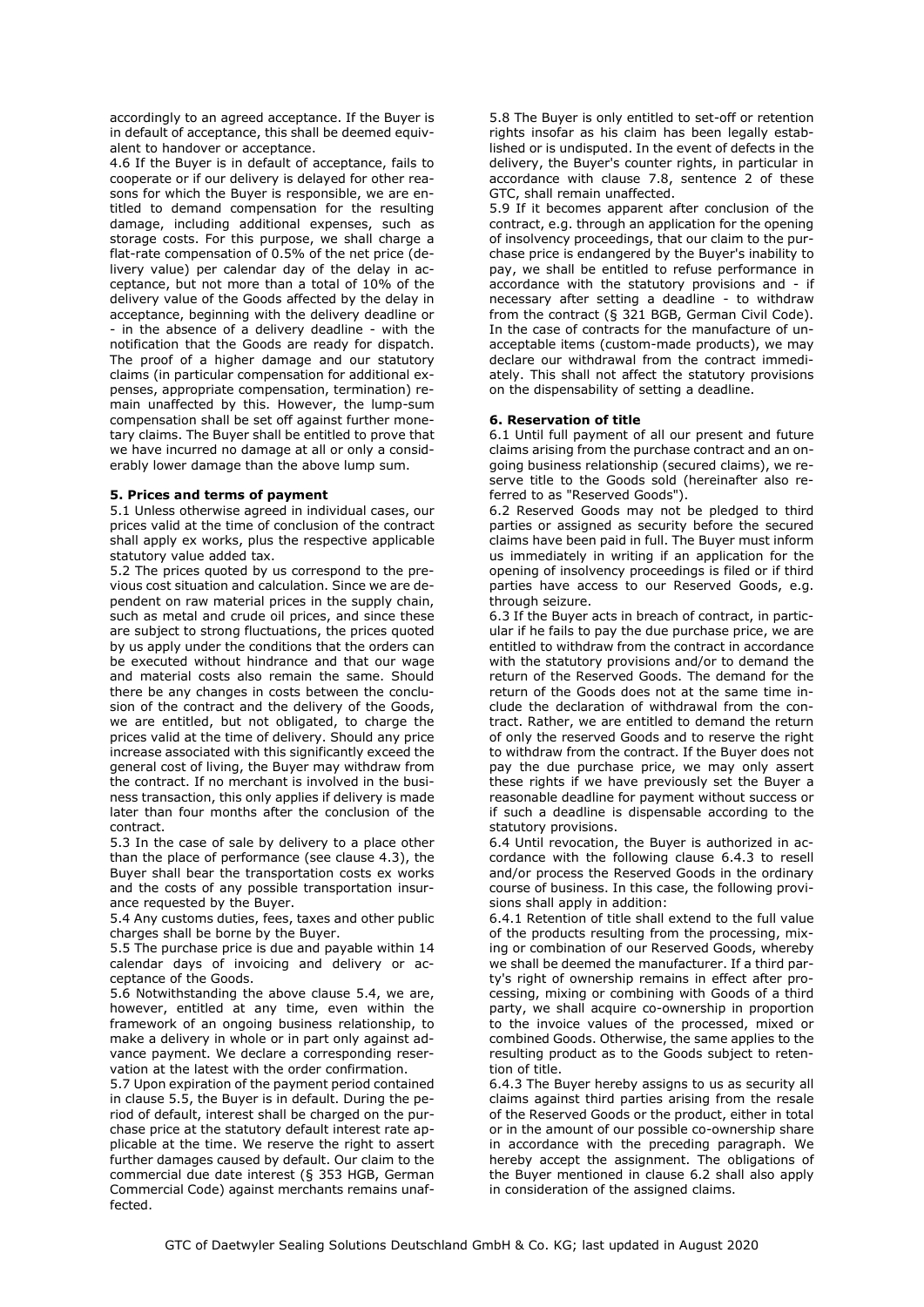accordingly to an agreed acceptance. If the Buyer is in default of acceptance, this shall be deemed equivalent to handover or acceptance.

4.6 If the Buyer is in default of acceptance, fails to cooperate or if our delivery is delayed for other reasons for which the Buyer is responsible, we are entitled to demand compensation for the resulting damage, including additional expenses, such as storage costs. For this purpose, we shall charge a flat-rate compensation of 0.5% of the net price (delivery value) per calendar day of the delay in acceptance, but not more than a total of 10% of the delivery value of the Goods affected by the delay in acceptance, beginning with the delivery deadline or - in the absence of a delivery deadline - with the notification that the Goods are ready for dispatch. The proof of a higher damage and our statutory claims (in particular compensation for additional expenses, appropriate compensation, termination) remain unaffected by this. However, the lump-sum compensation shall be set off against further monetary claims. The Buyer shall be entitled to prove that we have incurred no damage at all or only a considerably lower damage than the above lump sum.

## 5. Prices and terms of payment

5.1 Unless otherwise agreed in individual cases, our prices valid at the time of conclusion of the contract shall apply ex works, plus the respective applicable statutory value added tax.

5.2 The prices quoted by us correspond to the previous cost situation and calculation. Since we are dependent on raw material prices in the supply chain, such as metal and crude oil prices, and since these are subject to strong fluctuations, the prices quoted by us apply under the conditions that the orders can be executed without hindrance and that our wage and material costs also remain the same. Should there be any changes in costs between the conclusion of the contract and the delivery of the Goods, we are entitled, but not obligated, to charge the prices valid at the time of delivery. Should any price increase associated with this significantly exceed the general cost of living, the Buyer may withdraw from the contract. If no merchant is involved in the business transaction, this only applies if delivery is made later than four months after the conclusion of the contract.

5.3 In the case of sale by delivery to a place other than the place of performance (see clause 4.3), the Buyer shall bear the transportation costs ex works and the costs of any possible transportation insurance requested by the Buyer.

5.4 Any customs duties, fees, taxes and other public charges shall be borne by the Buyer.

5.5 The purchase price is due and payable within 14 calendar days of invoicing and delivery or acceptance of the Goods.

5.6 Notwithstanding the above clause 5.4, we are, however, entitled at any time, even within the framework of an ongoing business relationship, to make a delivery in whole or in part only against advance payment. We declare a corresponding reservation at the latest with the order confirmation.

5.7 Upon expiration of the payment period contained in clause 5.5, the Buyer is in default. During the period of default, interest shall be charged on the purchase price at the statutory default interest rate applicable at the time. We reserve the right to assert further damages caused by default. Our claim to the commercial due date interest (§ 353 HGB, German Commercial Code) against merchants remains unaffected.

5.8 The Buyer is only entitled to set-off or retention rights insofar as his claim has been legally established or is undisputed. In the event of defects in the delivery, the Buyer's counter rights, in particular in accordance with clause 7.8, sentence 2 of these GTC, shall remain unaffected.

5.9 If it becomes apparent after conclusion of the contract, e.g. through an application for the opening of insolvency proceedings, that our claim to the purchase price is endangered by the Buyer's inability to pay, we shall be entitled to refuse performance in accordance with the statutory provisions and - if necessary after setting a deadline - to withdraw from the contract (§ 321 BGB, German Civil Code). In the case of contracts for the manufacture of unacceptable items (custom-made products), we may declare our withdrawal from the contract immediately. This shall not affect the statutory provisions on the dispensability of setting a deadline.

## 6. Reservation of title

6.1 Until full payment of all our present and future claims arising from the purchase contract and an ongoing business relationship (secured claims), we reserve title to the Goods sold (hereinafter also referred to as "Reserved Goods").

6.2 Reserved Goods may not be pledged to third parties or assigned as security before the secured claims have been paid in full. The Buyer must inform us immediately in writing if an application for the opening of insolvency proceedings is filed or if third parties have access to our Reserved Goods, e.g. through seizure.

6.3 If the Buyer acts in breach of contract, in particular if he fails to pay the due purchase price, we are entitled to withdraw from the contract in accordance with the statutory provisions and/or to demand the return of the Reserved Goods. The demand for the return of the Goods does not at the same time include the declaration of withdrawal from the contract. Rather, we are entitled to demand the return of only the reserved Goods and to reserve the right to withdraw from the contract. If the Buyer does not pay the due purchase price, we may only assert these rights if we have previously set the Buyer a reasonable deadline for payment without success or if such a deadline is dispensable according to the statutory provisions.

6.4 Until revocation, the Buyer is authorized in accordance with the following clause 6.4.3 to resell and/or process the Reserved Goods in the ordinary course of business. In this case, the following provisions shall apply in addition:

6.4.1 Retention of title shall extend to the full value of the products resulting from the processing, mixing or combination of our Reserved Goods, whereby we shall be deemed the manufacturer. If a third party's right of ownership remains in effect after processing, mixing or combining with Goods of a third party, we shall acquire co-ownership in proportion to the invoice values of the processed, mixed or combined Goods. Otherwise, the same applies to the resulting product as to the Goods subject to retention of title.

6.4.3 The Buyer hereby assigns to us as security all claims against third parties arising from the resale of the Reserved Goods or the product, either in total or in the amount of our possible co-ownership share in accordance with the preceding paragraph. We hereby accept the assignment. The obligations of the Buyer mentioned in clause 6.2 shall also apply in consideration of the assigned claims.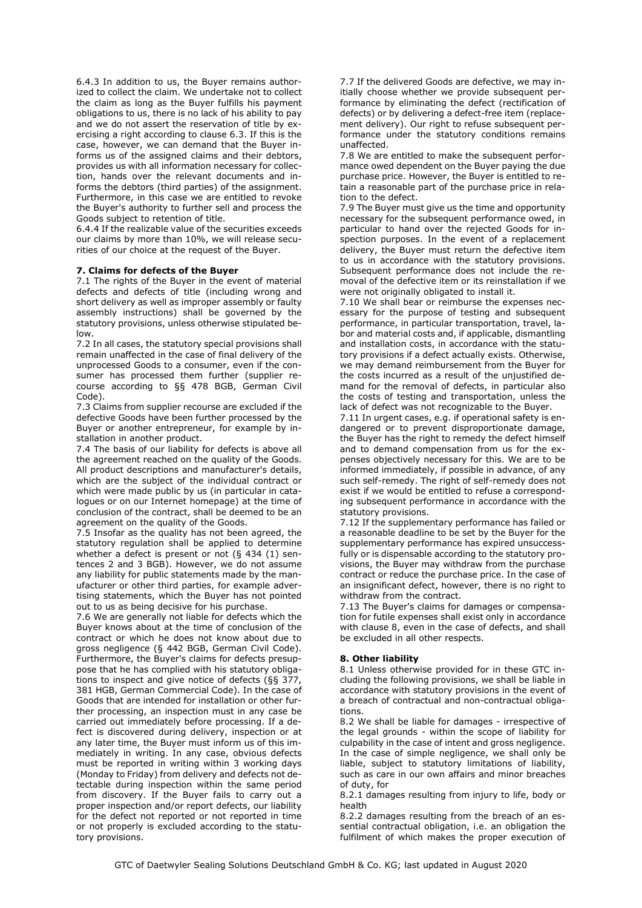6.4.3 In addition to us, the Buyer remains authorized to collect the claim. We undertake not to collect the claim as long as the Buyer fulfills his payment obligations to us, there is no lack of his ability to pay and we do not assert the reservation of title by exercising a right according to clause 6.3. If this is the case, however, we can demand that the Buyer informs us of the assigned claims and their debtors, provides us with all information necessary for collection, hands over the relevant documents and informs the debtors (third parties) of the assignment. Furthermore, in this case we are entitled to revoke the Buyer's authority to further sell and process the Goods subject to retention of title.

6.4.4 If the realizable value of the securities exceeds our claims by more than 10%, we will release securities of our choice at the request of the Buyer.

**7. Claims for defects of the Buyer**

7.1 The rights of the Buyer in the event of material defects and defects of title (including wrong and short delivery as well as improper assembly or faulty assembly instructions) shall be governed by the statutory provisions, unless otherwise stipulated below.

7.2 In all cases, the statutory special provisions shall remain unaffected in the case of final delivery of the unprocessed Goods to a consumer, even if the consumer has processed them further (supplier recourse according to §§ 478 BGB, German Civil Code).

7.3 Claims from supplier recourse are excluded if the defective Goods have been further processed by the Buyer or another entrepreneur, for example by installation in another product.

7.4 The basis of our liability for defects is above all the agreement reached on the quality of the Goods. All product descriptions and manufacturer's details, which are the subject of the individual contract or which were made public by us (in particular in catalogues or on our Internet homepage) at the time of conclusion of the contract, shall be deemed to be an agreement on the quality of the Goods.

7.5 Insofar as the quality has not been agreed, the statutory regulation shall be applied to determine whether a defect is present or not (§ 434 (1) sentences 2 and 3 BGB). However, we do not assume any liability for public statements made by the manufacturer or other third parties, for example advertising statements, which the Buyer has not pointed out to us as being decisive for his purchase.

7.6 We are generally not liable for defects which the Buyer knows about at the time of conclusion of the contract or which he does not know about due to gross negligence (§ 442 BGB, German Civil Code). Furthermore, the Buyer's claims for defects presuppose that he has complied with his statutory obligations to inspect and give notice of defects (§§ 377, 381 HGB, German Commercial Code). In the case of Goods that are intended for installation or other further processing, an inspection must in any case be carried out immediately before processing. If a defect is discovered during delivery, inspection or at any later time, the Buyer must inform us of this immediately in writing. In any case, obvious defects must be reported in writing within 3 working days (Monday to Friday) from delivery and defects not detectable during inspection within the same period from discovery. If the Buyer fails to carry out a proper inspection and/or report defects, our liability for the defect not reported or not reported in time or not properly is excluded according to the statutory provisions.

7.7 If the delivered Goods are defective, we may initially choose whether we provide subsequent performance by eliminating the defect (rectification of defects) or by delivering a defect-free item (replacement delivery). Our right to refuse subsequent performance under the statutory conditions remains unaffected.

7.8 We are entitled to make the subsequent performance owed dependent on the Buyer paying the due purchase price. However, the Buyer is entitled to retain a reasonable part of the purchase price in relation to the defect.

7.9 The Buyer must give us the time and opportunity necessary for the subsequent performance owed, in particular to hand over the rejected Goods for inspection purposes. In the event of a replacement delivery, the Buyer must return the defective item to us in accordance with the statutory provisions. Subsequent performance does not include the removal of the defective item or its reinstallation if we were not originally obligated to install it.

7.10 We shall bear or reimburse the expenses necessary for the purpose of testing and subsequent performance, in particular transportation, travel, labor and material costs and, if applicable, dismantling and installation costs, in accordance with the statutory provisions if a defect actually exists. Otherwise, we may demand reimbursement from the Buyer for the costs incurred as a result of the unjustified demand for the removal of defects, in particular also the costs of testing and transportation, unless the lack of defect was not recognizable to the Buyer.

7.11 In urgent cases, e.g. if operational safety is endangered or to prevent disproportionate damage, the Buyer has the right to remedy the defect himself and to demand compensation from us for the expenses objectively necessary for this. We are to be informed immediately, if possible in advance, of any such self-remedy. The right of self-remedy does not exist if we would be entitled to refuse a corresponding subsequent performance in accordance with the statutory provisions.

7.12 If the supplementary performance has failed or a reasonable deadline to be set by the Buyer for the supplementary performance has expired unsuccessfully or is dispensable according to the statutory provisions, the Buyer may withdraw from the purchase contract or reduce the purchase price. In the case of an insignificant defect, however, there is no right to withdraw from the contract.

7.13 The Buyer's claims for damages or compensation for futile expenses shall exist only in accordance with clause 8, even in the case of defects, and shall be excluded in all other respects.

**8. Other liability**

8.1 Unless otherwise provided for in these GTC including the following provisions, we shall be liable in accordance with statutory provisions in the event of a breach of contractual and non-contractual obligations.

8.2 We shall be liable for damages - irrespective of the legal grounds - within the scope of liability for culpability in the case of intent and gross negligence. In the case of simple negligence, we shall only be liable, subject to statutory limitations of liability, such as care in our own affairs and minor breaches of duty, for

8.2.1 damages resulting from injury to life, body or health

8.2.2 damages resulting from the breach of an essential contractual obligation, i.e. an obligation the fulfilment of which makes the proper execution of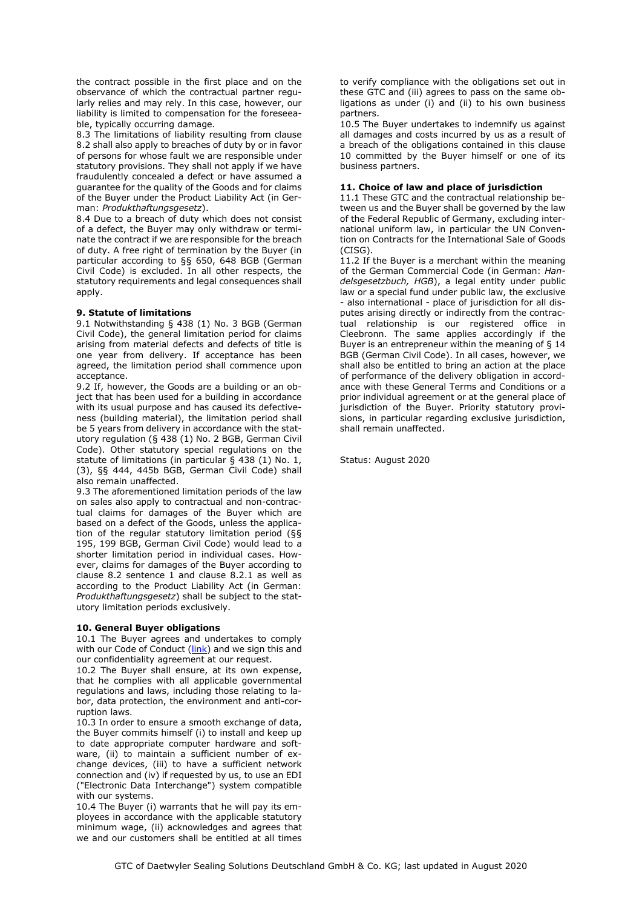the contract possible in the first place and on the observance of which the contractual partner regularly relies and may rely. In this case, however, our liability is limited to compensation for the foreseeable, typically occurring damage.

8.3 The limitations of liability resulting from clause 8.2 shall also apply to breaches of duty by or in favor of persons for whose fault we are responsible under statutory provisions. They shall not apply if we have fraudulently concealed a defect or have assumed a guarantee for the quality of the Goods and for claims of the Buyer under the Product Liability Act (in German: *Produkthaftungsgesetz*).

8.4 Due to a breach of duty which does not consist of a defect, the Buyer may only withdraw or terminate the contract if we are responsible for the breach of duty. A free right of termination by the Buyer (in particular according to §§ 650, 648 BGB (German Civil Code) is excluded. In all other respects, the statutory requirements and legal consequences shall apply.

**9. Statute of limitations**

9.1 Notwithstanding § 438 (1) No. 3 BGB (German Civil Code), the general limitation period for claims arising from material defects and defects of title is one year from delivery. If acceptance has been agreed, the limitation period shall commence upon acceptance.

9.2 If, however, the Goods are a building or an object that has been used for a building in accordance with its usual purpose and has caused its defectiveness (building material), the limitation period shall be 5 years from delivery in accordance with the statutory regulation (§ 438 (1) No. 2 BGB, German Civil Code). Other statutory special regulations on the statute of limitations (in particular § 438 (1) No. 1, (3), §§ 444, 445b BGB, German Civil Code) shall also remain unaffected.

9.3 The aforementioned limitation periods of the law on sales also apply to contractual and non-contractual claims for damages of the Buyer which are based on a defect of the Goods, unless the application of the regular statutory limitation period (§§ 195, 199 BGB, German Civil Code) would lead to a shorter limitation period in individual cases. However, claims for damages of the Buyer according to clause 8.2 sentence 1 and clause 8.2.1 as well as according to the Product Liability Act (in German: *Produkthaftungsgesetz*) shall be subject to the statutory limitation periods exclusively.

**10. General Buyer obligations**

10.1 The Buyer agrees and undertakes to comply with our Code of Conduct (link) and we sign this and our confidentiality agreement at our request.

10.2 The Buyer shall ensure, at its own expense, that he complies with all applicable governmental regulations and laws, including those relating to labor, data protection, the environment and anti-corruption laws.

10.3 In order to ensure a smooth exchange of data, the Buyer commits himself (i) to install and keep up to date appropriate computer hardware and software, (ii) to maintain a sufficient number of exchange devices, (iii) to have a sufficient network connection and (iv) if requested by us, to use an EDI ("Electronic Data Interchange") system compatible with our systems.

10.4 The Buyer (i) warrants that he will pay its employees in accordance with the applicable statutory minimum wage, (ii) acknowledges and agrees that we and our customers shall be entitled at all times to verify compliance with the obligations set out in these GTC and (iii) agrees to pass on the same obligations as under (i) and (ii) to his own business partners.

10.5 The Buyer undertakes to indemnify us against all damages and costs incurred by us as a result of a breach of the obligations contained in this clause 10 committed by the Buyer himself or one of its business partners.

**11. Choice of law and place of jurisdiction**

11.1 These GTC and the contractual relationship between us and the Buyer shall be governed by the law of the Federal Republic of Germany, excluding international uniform law, in particular the UN Convention on Contracts for the International Sale of Goods (CISG).

11.2 If the Buyer is a merchant within the meaning of the German Commercial Code (in German: *Handelsgesetzbuch, HGB*), a legal entity under public law or a special fund under public law, the exclusive - also international - place of jurisdiction for all disputes arising directly or indirectly from the contractual relationship is our registered office in Cleebronn. The same applies accordingly if the Buyer is an entrepreneur within the meaning of § 14 BGB (German Civil Code). In all cases, however, we shall also be entitled to bring an action at the place of performance of the delivery obligation in accordance with these General Terms and Conditions or a prior individual agreement or at the general place of jurisdiction of the Buyer. Priority statutory provisions, in particular regarding exclusive jurisdiction, shall remain unaffected.

Status: August 2020